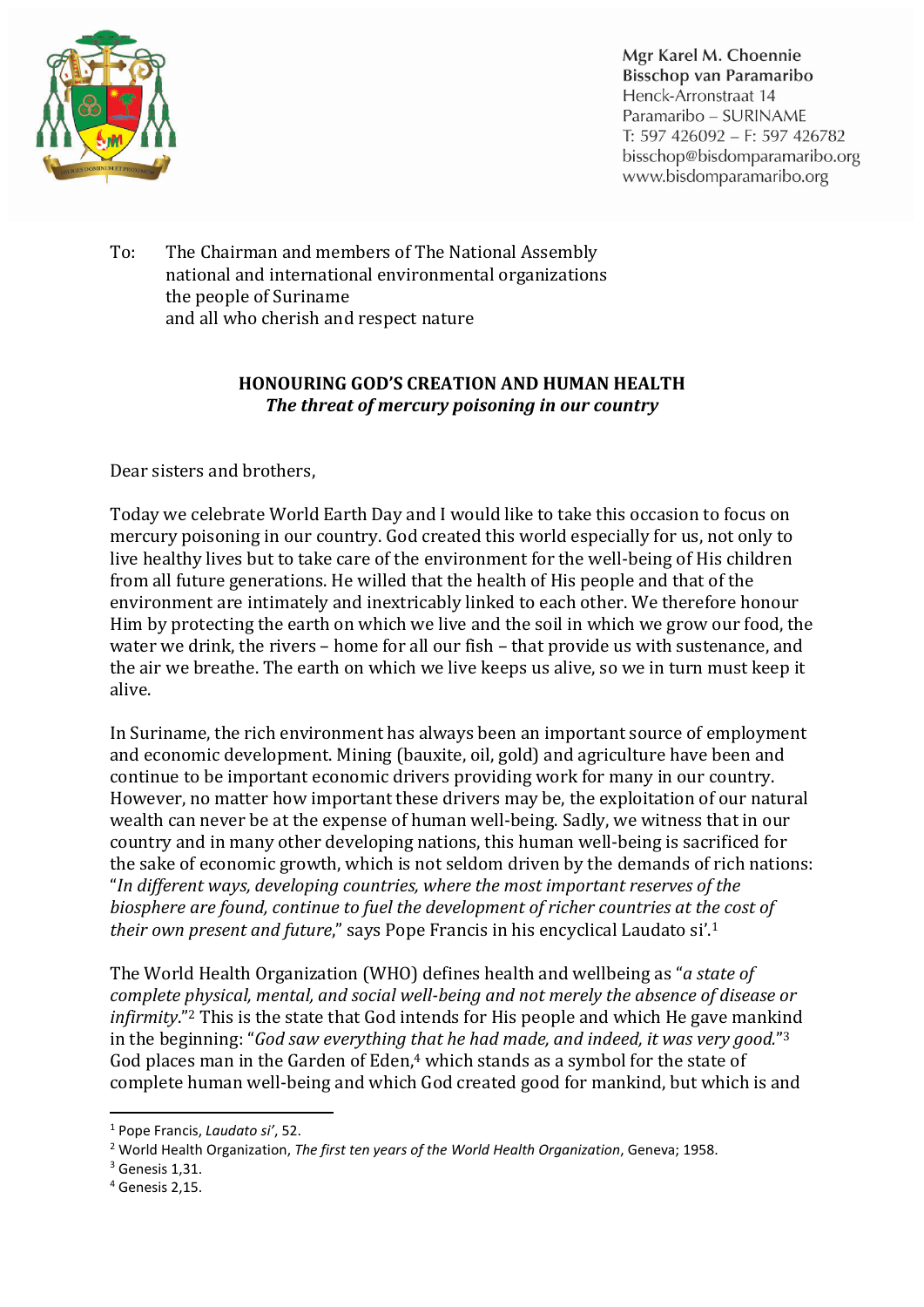Mgr Karel M. Choennie
Bisschop van Paramaribo
Henck-Arronstraat 14
Paramaribo – SURINAME
T: 597 426092 – F: 597 426782
bisschop@bisdomparamaribo.org
www.bisdomparamaribo.org

To: The Chairman and members of The National Assembly
national and international environmental organizations
the people of Suriname
and all who cherish and respect nature

## HONOURING GOD'S CREATION AND HUMAN HEALTH

### *The threat of mercury poisoning in our country*

Dear sisters and brothers,

Today we celebrate World Earth Day and I would like to take this occasion to focus on mercury poisoning in our country. God created this world especially for us, not only to live healthy lives but to take care of the environment for the well-being of His children from all future generations. He willed that the health of His people and that of the environment are intimately and inextricably linked to each other. We therefore honour Him by protecting the earth on which we live and the soil in which we grow our food, the water we drink, the rivers – home for all our fish – that provide us with sustenance, and the air we breathe. The earth on which we live keeps us alive, so we in turn must keep it alive.

In Suriname, the rich environment has always been an important source of employment and economic development. Mining (bauxite, oil, gold) and agriculture have been and continue to be important economic drivers providing work for many in our country. However, no matter how important these drivers may be, the exploitation of our natural wealth can never be at the expense of human well-being. Sadly, we witness that in our country and in many other developing nations, this human well-being is sacrificed for the sake of economic growth, which is not seldom driven by the demands of rich nations: "*In different ways, developing countries, where the most important reserves of the biosphere are found, continue to fuel the development of richer countries at the cost of their own present and future*," says Pope Francis in his encyclical Laudato si'.[1]

The World Health Organization (WHO) defines health and wellbeing as "*a state of complete physical, mental, and social well-being and not merely the absence of disease or infirmity*."[2] This is the state that God intends for His people and which He gave mankind in the beginning: "*God saw everything that he had made, and indeed, it was very good.*"[3] God places man in the Garden of Eden,[4] which stands as a symbol for the state of complete human well-being and which God created good for mankind, but which is and

[1] Pope Francis, *Laudato si'*, 52.

[2] World Health Organization, *The first ten years of the World Health Organization*, Geneva; 1958.

[3] Genesis 1,31.

[4] Genesis 2,15.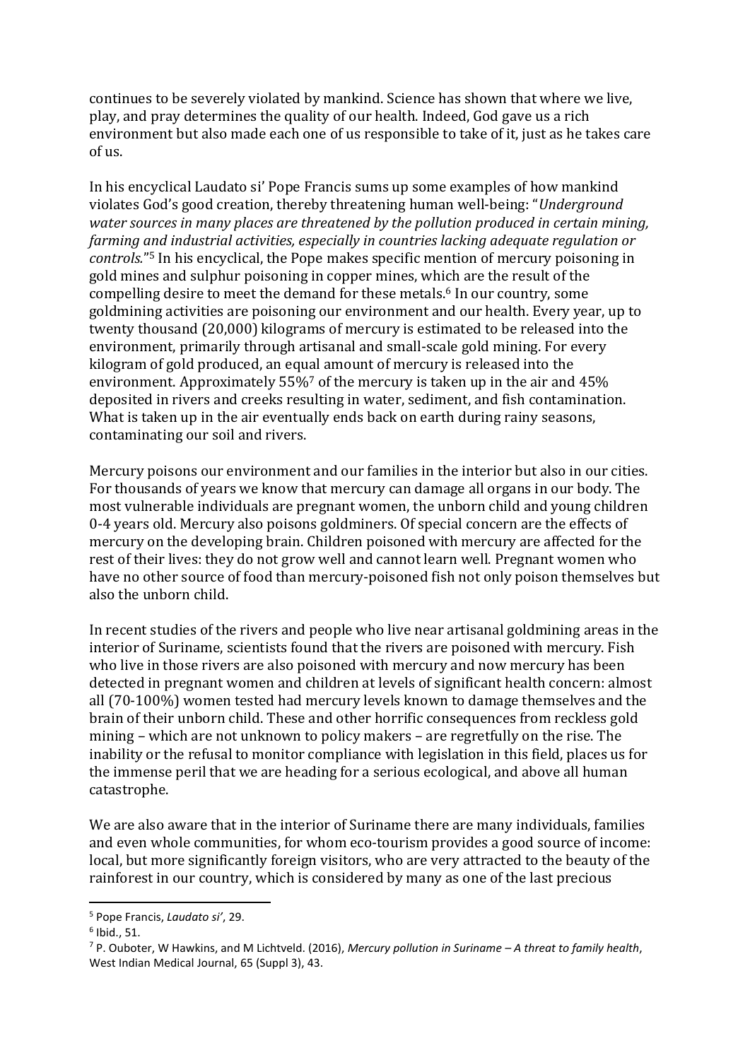continues to be severely violated by mankind. Science has shown that where we live, play, and pray determines the quality of our health. Indeed, God gave us a rich environment but also made each one of us responsible to take of it, just as he takes care of us.

In his encyclical Laudato si' Pope Francis sums up some examples of how mankind violates God's good creation, thereby threatening human well-being: "*Underground water sources in many places are threatened by the pollution produced in certain mining, farming and industrial activities, especially in countries lacking adequate regulation or controls.*"[5] In his encyclical, the Pope makes specific mention of mercury poisoning in gold mines and sulphur poisoning in copper mines, which are the result of the compelling desire to meet the demand for these metals.[6] In our country, some goldmining activities are poisoning our environment and our health. Every year, up to twenty thousand (20,000) kilograms of mercury is estimated to be released into the environment, primarily through artisanal and small-scale gold mining. For every kilogram of gold produced, an equal amount of mercury is released into the environment. Approximately 55%[7] of the mercury is taken up in the air and 45% deposited in rivers and creeks resulting in water, sediment, and fish contamination. What is taken up in the air eventually ends back on earth during rainy seasons, contaminating our soil and rivers.

Mercury poisons our environment and our families in the interior but also in our cities. For thousands of years we know that mercury can damage all organs in our body. The most vulnerable individuals are pregnant women, the unborn child and young children 0-4 years old. Mercury also poisons goldminers. Of special concern are the effects of mercury on the developing brain. Children poisoned with mercury are affected for the rest of their lives: they do not grow well and cannot learn well. Pregnant women who have no other source of food than mercury-poisoned fish not only poison themselves but also the unborn child.

In recent studies of the rivers and people who live near artisanal goldmining areas in the interior of Suriname, scientists found that the rivers are poisoned with mercury. Fish who live in those rivers are also poisoned with mercury and now mercury has been detected in pregnant women and children at levels of significant health concern: almost all (70-100%) women tested had mercury levels known to damage themselves and the brain of their unborn child. These and other horrific consequences from reckless gold mining – which are not unknown to policy makers – are regretfully on the rise. The inability or the refusal to monitor compliance with legislation in this field, places us for the immense peril that we are heading for a serious ecological, and above all human catastrophe.

We are also aware that in the interior of Suriname there are many individuals, families and even whole communities, for whom eco-tourism provides a good source of income: local, but more significantly foreign visitors, who are very attracted to the beauty of the rainforest in our country, which is considered by many as one of the last precious

---

[5] Pope Francis, *Laudato si'*, 29.

[6] Ibid., 51.

[7] P. Ouboter, W Hawkins, and M Lichtveld. (2016), *Mercury pollution in Suriname – A threat to family health*, West Indian Medical Journal, 65 (Suppl 3), 43.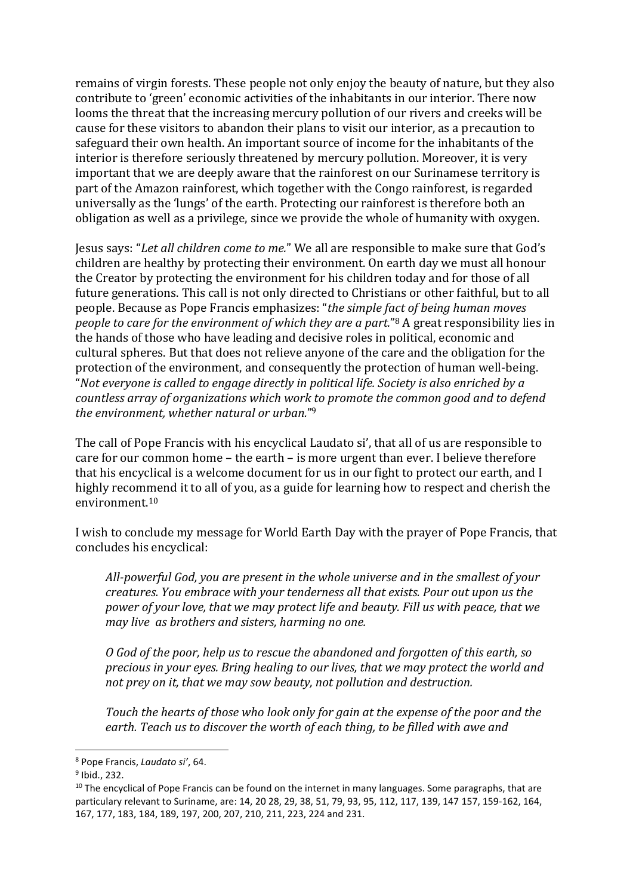remains of virgin forests. These people not only enjoy the beauty of nature, but they also contribute to 'green' economic activities of the inhabitants in our interior. There now looms the threat that the increasing mercury pollution of our rivers and creeks will be cause for these visitors to abandon their plans to visit our interior, as a precaution to safeguard their own health. An important source of income for the inhabitants of the interior is therefore seriously threatened by mercury pollution. Moreover, it is very important that we are deeply aware that the rainforest on our Surinamese territory is part of the Amazon rainforest, which together with the Congo rainforest, is regarded universally as the 'lungs' of the earth. Protecting our rainforest is therefore both an obligation as well as a privilege, since we provide the whole of humanity with oxygen.

Jesus says: "*Let all children come to me.*" We all are responsible to make sure that God's children are healthy by protecting their environment. On earth day we must all honour the Creator by protecting the environment for his children today and for those of all future generations. This call is not only directed to Christians or other faithful, but to all people. Because as Pope Francis emphasizes: "*the simple fact of being human moves people to care for the environment of which they are a part.*"[8] A great responsibility lies in the hands of those who have leading and decisive roles in political, economic and cultural spheres. But that does not relieve anyone of the care and the obligation for the protection of the environment, and consequently the protection of human well-being. "*Not everyone is called to engage directly in political life. Society is also enriched by a countless array of organizations which work to promote the common good and to defend the environment, whether natural or urban.*"[9]

The call of Pope Francis with his encyclical Laudato si', that all of us are responsible to care for our common home – the earth – is more urgent than ever. I believe therefore that his encyclical is a welcome document for us in our fight to protect our earth, and I highly recommend it to all of you, as a guide for learning how to respect and cherish the environment.[10]

I wish to conclude my message for World Earth Day with the prayer of Pope Francis, that concludes his encyclical:

> *All-powerful God, you are present in the whole universe and in the smallest of your creatures. You embrace with your tenderness all that exists. Pour out upon us the power of your love, that we may protect life and beauty. Fill us with peace, that we may live as brothers and sisters, harming no one.*
>
> *O God of the poor, help us to rescue the abandoned and forgotten of this earth, so precious in your eyes. Bring healing to our lives, that we may protect the world and not prey on it, that we may sow beauty, not pollution and destruction.*
>
> *Touch the hearts of those who look only for gain at the expense of the poor and the earth. Teach us to discover the worth of each thing, to be filled with awe and*

---

[8] Pope Francis, *Laudato si'*, 64.

[9] Ibid., 232.

[10] The encyclical of Pope Francis can be found on the internet in many languages. Some paragraphs, that are particulary relevant to Suriname, are: 14, 20 28, 29, 38, 51, 79, 93, 95, 112, 117, 139, 147 157, 159-162, 164, 167, 177, 183, 184, 189, 197, 200, 207, 210, 211, 223, 224 and 231.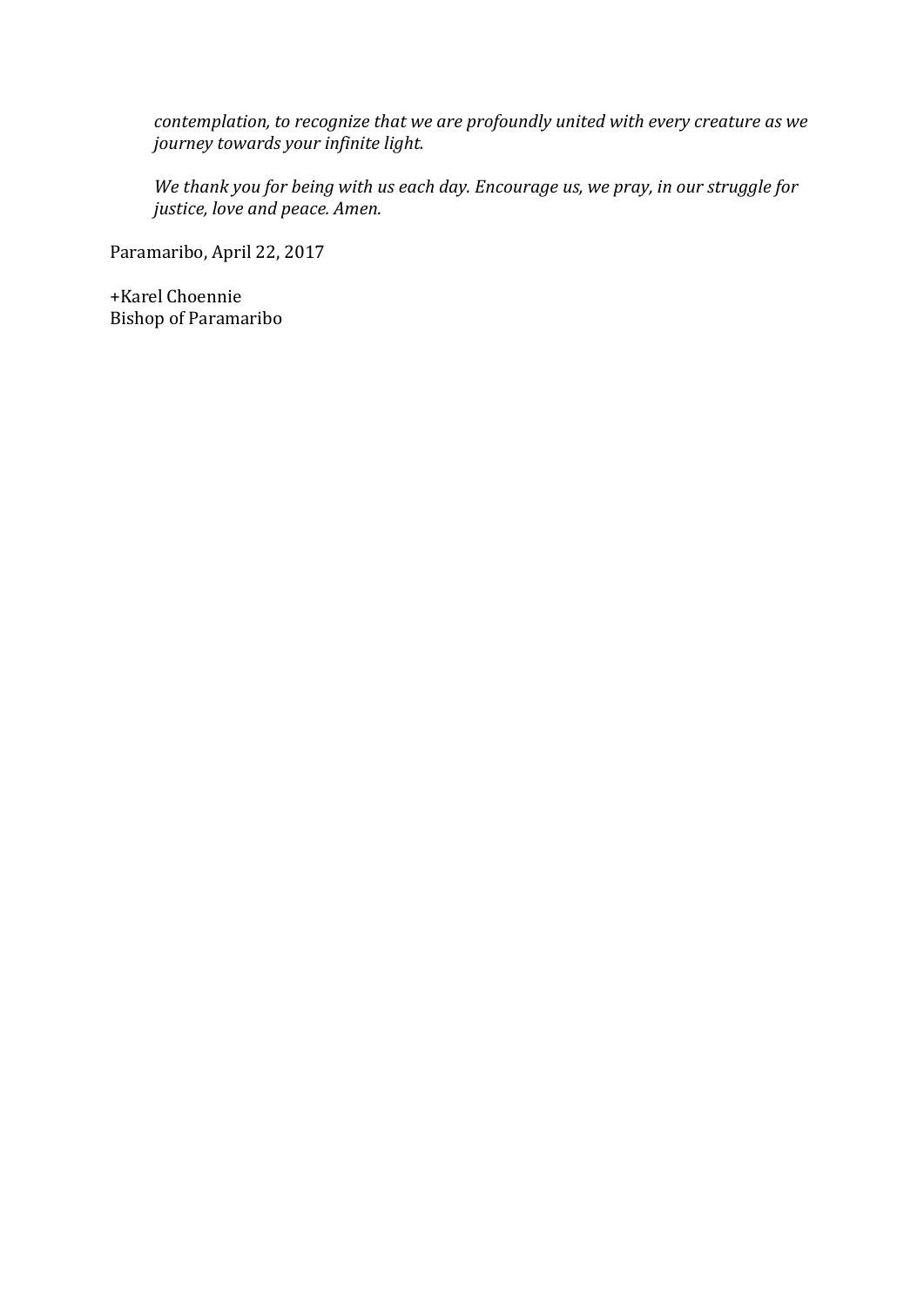*contemplation, to recognize that we are profoundly united with every creature as we journey towards your infinite light.*

*We thank you for being with us each day. Encourage us, we pray, in our struggle for justice, love and peace. Amen.*

Paramaribo, April 22, 2017

+Karel Choennie
Bishop of Paramaribo